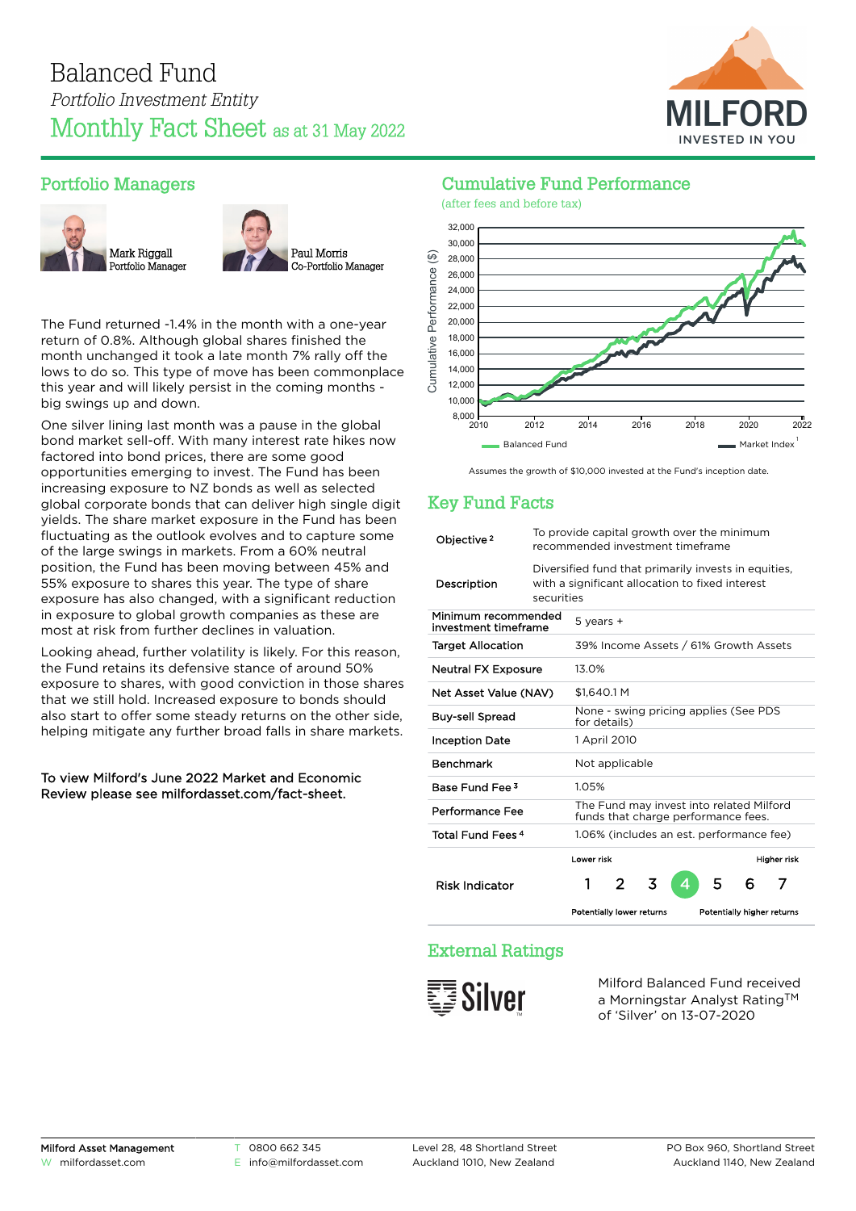# Balanced Fund

*Portfolio Investment Entity*

## Monthly Fact Sheet as at 31 May 2022

MILFORD
INVESTED IN YOU

## Portfolio Managers

Mark Riggall
Portfolio Manager

Paul Morris
Co-Portfolio Manager

The Fund returned -1.4% in the month with a one-year return of 0.8%. Although global shares finished the month unchanged it took a late month 7% rally off the lows to do so. This type of move has been commonplace this year and will likely persist in the coming months - big swings up and down.

One silver lining last month was a pause in the global bond market sell-off. With many interest rate hikes now factored into bond prices, there are some good opportunities emerging to invest. The Fund has been increasing exposure to NZ bonds as well as selected global corporate bonds that can deliver high single digit yields. The share market exposure in the Fund has been fluctuating as the outlook evolves and to capture some of the large swings in markets. From a 60% neutral position, the Fund has been moving between 45% and 55% exposure to shares this year. The type of share exposure has also changed, with a significant reduction in exposure to global growth companies as these are most at risk from further declines in valuation.

Looking ahead, further volatility is likely. For this reason, the Fund retains its defensive stance of around 50% exposure to shares, with good conviction in those shares that we still hold. Increased exposure to bonds should also start to offer some steady returns on the other side, helping mitigate any further broad falls in share markets.

**To view Milford's June 2022 Market and Economic Review please see milfordasset.com/fact-sheet.**

## Cumulative Fund Performance

(after fees and before tax)

Cumulative Performance ($): 8,000 – 32,000; 2010 – 2022

Balanced Fund — Market Index[1]

Assumes the growth of $10,000 invested at the Fund's inception date.

## Key Fund Facts

| | |
|---|---|
| Objective[2] | To provide capital growth over the minimum recommended investment timeframe |
| Description | Diversified fund that primarily invests in equities, with a significant allocation to fixed interest securities |
| Minimum recommended investment timeframe | 5 years + |
| Target Allocation | 39% Income Assets / 61% Growth Assets |
| Neutral FX Exposure | 13.0% |
| Net Asset Value (NAV) | $1,640.1 M |
| Buy-sell Spread | None - swing pricing applies (See PDS for details) |
| Inception Date | 1 April 2010 |
| Benchmark | Not applicable |
| Base Fund Fee[3] | 1.05% |
| Performance Fee | The Fund may invest into related Milford funds that charge performance fees. |
| Total Fund Fees[4] | 1.06% (includes an est. performance fee) |
| Risk Indicator | Lower risk 1 2 3 **4** 5 6 7 Higher risk (Potentially lower returns — Potentially higher returns) |

## External Ratings

Silver™

Milford Balanced Fund received a Morningstar Analyst Rating™ of 'Silver' on 13-07-2020

**Milford Asset Management**
W milfordasset.com
T 0800 662 345
E info@milfordasset.com
Level 28, 48 Shortland Street
Auckland 1010, New Zealand
PO Box 960, Shortland Street
Auckland 1140, New Zealand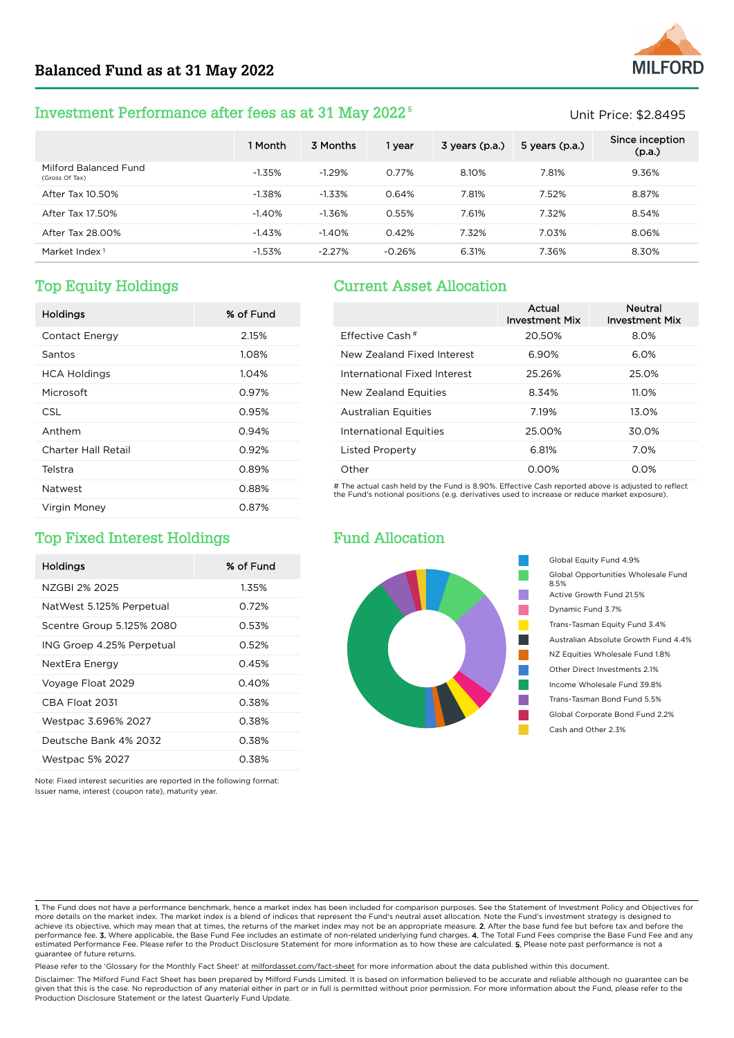# Balanced Fund as at 31 May 2022

MILFORD

## Investment Performance after fees as at 31 May 2022[5]

Unit Price: $2.8495

| | 1 Month | 3 Months | 1 year | 3 years (p.a.) | 5 years (p.a.) | Since inception (p.a.) |
|---|---|---|---|---|---|---|
| Milford Balanced Fund (Gross Of Tax) | -1.35% | -1.29% | 0.77% | 8.10% | 7.81% | 9.36% |
| After Tax 10.50% | -1.38% | -1.33% | 0.64% | 7.81% | 7.52% | 8.87% |
| After Tax 17.50% | -1.40% | -1.36% | 0.55% | 7.61% | 7.32% | 8.54% |
| After Tax 28.00% | -1.43% | -1.40% | 0.42% | 7.32% | 7.03% | 8.06% |
| Market Index[1] | -1.53% | -2.27% | -0.26% | 6.31% | 7.36% | 8.30% |

## Top Equity Holdings

| Holdings | % of Fund |
|---|---|
| Contact Energy | 2.15% |
| Santos | 1.08% |
| HCA Holdings | 1.04% |
| Microsoft | 0.97% |
| CSL | 0.95% |
| Anthem | 0.94% |
| Charter Hall Retail | 0.92% |
| Telstra | 0.89% |
| Natwest | 0.88% |
| Virgin Money | 0.87% |

## Current Asset Allocation

| | Actual Investment Mix | Neutral Investment Mix |
|---|---|---|
| Effective Cash # | 20.50% | 8.0% |
| New Zealand Fixed Interest | 6.90% | 6.0% |
| International Fixed Interest | 25.26% | 25.0% |
| New Zealand Equities | 8.34% | 11.0% |
| Australian Equities | 7.19% | 13.0% |
| International Equities | 25.00% | 30.0% |
| Listed Property | 6.81% | 7.0% |
| Other | 0.00% | 0.0% |

# The actual cash held by the Fund is 8.90%. Effective Cash reported above is adjusted to reflect the Fund's notional positions (e.g. derivatives used to increase or reduce market exposure).

## Top Fixed Interest Holdings

| Holdings | % of Fund |
|---|---|
| NZGBI 2% 2025 | 1.35% |
| NatWest 5.125% Perpetual | 0.72% |
| Scentre Group 5.125% 2080 | 0.53% |
| ING Groep 4.25% Perpetual | 0.52% |
| NextEra Energy | 0.45% |
| Voyage Float 2029 | 0.40% |
| CBA Float 2031 | 0.38% |
| Westpac 3.696% 2027 | 0.38% |
| Deutsche Bank 4% 2032 | 0.38% |
| Westpac 5% 2027 | 0.38% |

Note: Fixed interest securities are reported in the following format: Issuer name, interest (coupon rate), maturity year.

## Fund Allocation

Global Equity Fund 4.9%
Global Opportunities Wholesale Fund 8.5%
Active Growth Fund 21.5%
Dynamic Fund 3.7%
Trans-Tasman Equity Fund 3.4%
Australian Absolute Growth Fund 4.4%
NZ Equities Wholesale Fund 1.8%
Other Direct Investments 2.1%
Income Wholesale Fund 39.8%
Trans-Tasman Bond Fund 5.5%
Global Corporate Bond Fund 2.2%
Cash and Other 2.3%

1. The Fund does not have a performance benchmark, hence a market index has been included for comparison purposes. See the Statement of Investment Policy and Objectives for more details on the market index. The market index is a blend of indices that represent the Fund's neutral asset allocation. Note the Fund's investment strategy is designed to achieve its objective, which may mean that at times, the returns of the market index may not be an appropriate measure. 2. After the base fund fee but before tax and before the performance fee. 3. Where applicable, the Base Fund Fee includes an estimate of non-related underlying fund charges. 4. The Total Fund Fees comprise the Base Fund Fee and any estimated Performance Fee. Please refer to the Product Disclosure Statement for more information as to how these are calculated. 5. Please note past performance is not a guarantee of future returns.

Please refer to the 'Glossary for the Monthly Fact Sheet' at milfordasset.com/fact-sheet for more information about the data published within this document.

Disclaimer: The Milford Fund Fact Sheet has been prepared by Milford Funds Limited. It is based on information believed to be accurate and reliable although no guarantee can be given that this is the case. No reproduction of any material either in part or in full is permitted without prior permission. For more information about the Fund, please refer to the Production Disclosure Statement or the latest Quarterly Fund Update.